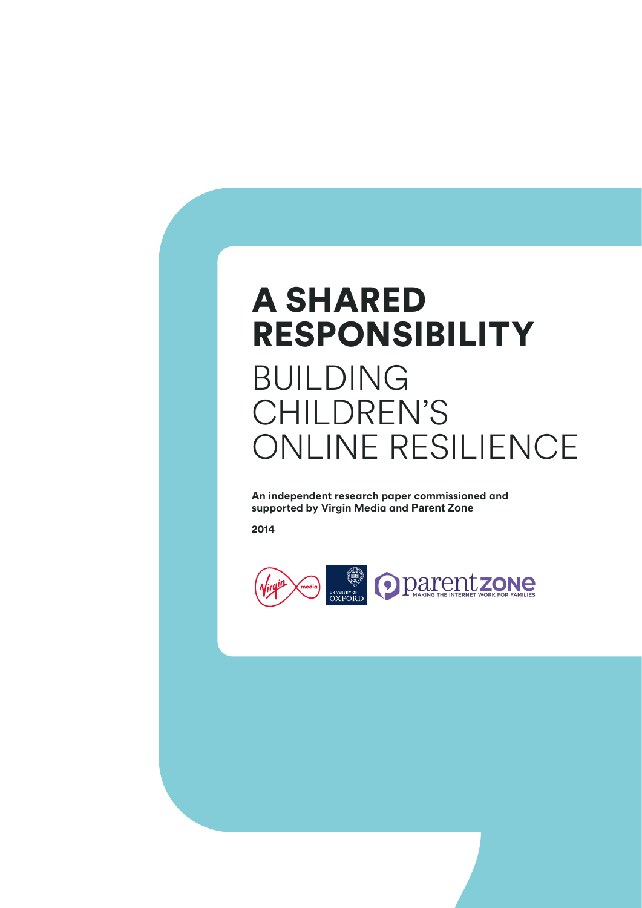# A SHARED RESPONSIBILITY

## BUILDING CHILDREN'S ONLINE RESILIENCE

**An independent research paper commissioned and supported by Virgin Media and Parent Zone**

**2014**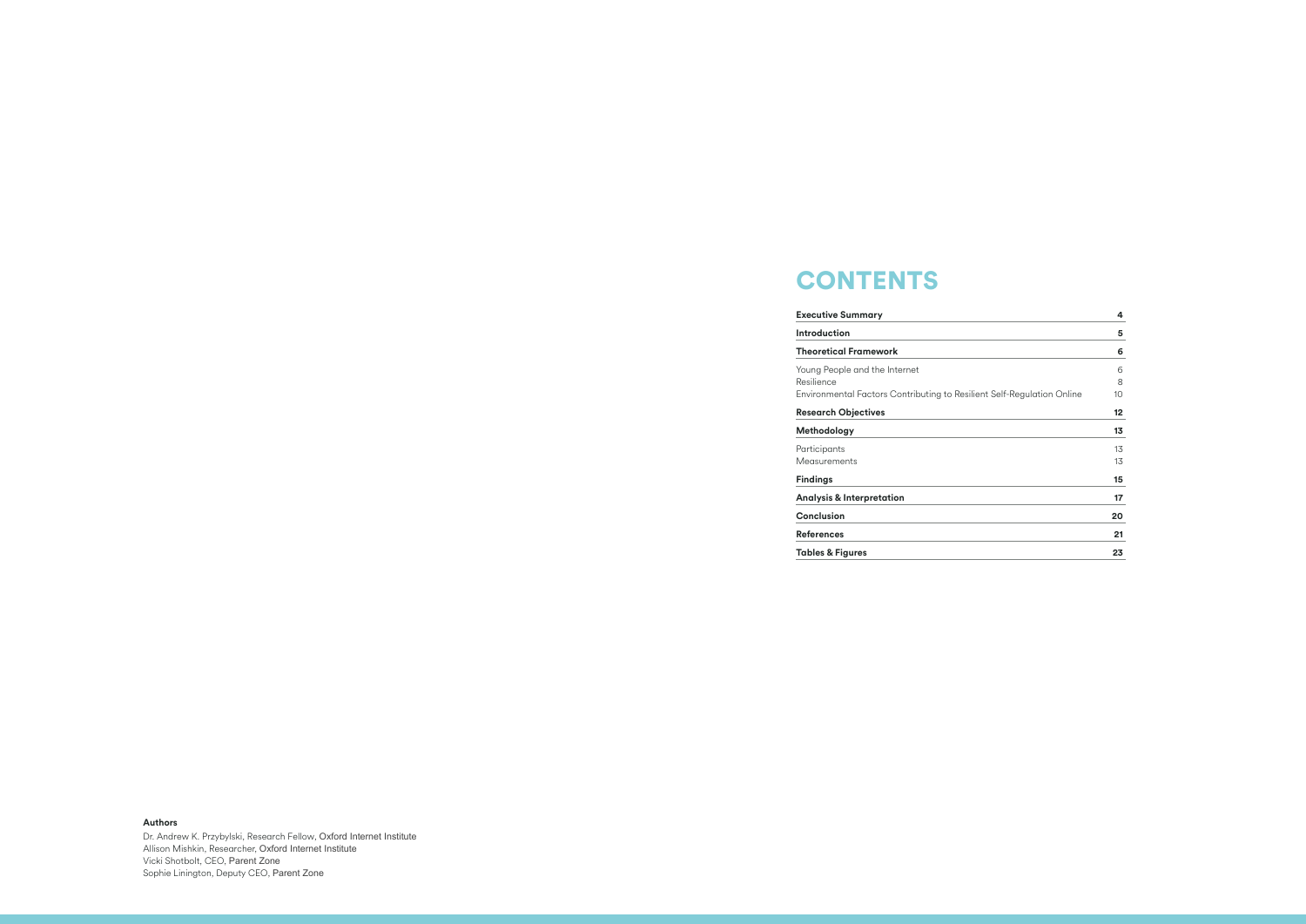# CONTENTS

| | |
|---|---|
| **Executive Summary** | **4** |
| **Introduction** | **5** |
| **Theoretical Framework** | **6** |
| Young People and the Internet | 6 |
| Resilience | 8 |
| Environmental Factors Contributing to Resilient Self-Regulation Online | 10 |
| **Research Objectives** | **12** |
| **Methodology** | **13** |
| Participants | 13 |
| Measurements | 13 |
| **Findings** | **15** |
| **Analysis & Interpretation** | **17** |
| **Conclusion** | **20** |
| **References** | **21** |
| **Tables & Figures** | **23** |

**Authors**

Dr. Andrew K. Przybylski, Research Fellow, Oxford Internet Institute
Allison Mishkin, Researcher, Oxford Internet Institute
Vicki Shotbolt, CEO, Parent Zone
Sophie Linington, Deputy CEO, Parent Zone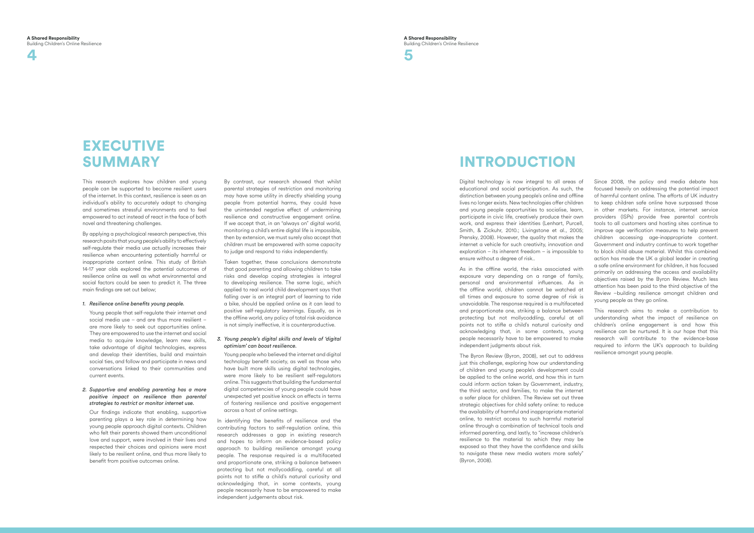# EXECUTIVE SUMMARY

This research explores how children and young people can be supported to become resilient users of the internet. In this context, resilience is seen as an individual's ability to accurately adapt to changing and sometimes stressful environments and to feel empowered to act instead of react in the face of both novel and threatening challenges.

By applying a psychological research perspective, this research posits that young people's ability to effectively self-regulate their media use actually increases their resilience when encountering potentially harmful or inappropriate content online. This study of British 14-17 year olds explored the potential outcomes of resilience online as well as what environmental and social factors could be seen to predict it. The three main findings are set out below;

1. *Resilience online benefits young people.*

   Young people that self-regulate their internet and social media use – and are thus more resilient – are more likely to seek out opportunities online. They are empowered to use the internet and social media to acquire knowledge, learn new skills, take advantage of digital technologies, express and develop their identities, build and maintain social ties, and follow and participate in news and conversations linked to their communities and current events.

2. *Supportive and enabling parenting has a more positive impact on resilience than parental strategies to restrict or monitor internet use.*

   Our findings indicate that enabling, supportive parenting plays a key role in determining how young people approach digital contexts. Children who felt their parents showed them unconditional love and support, were involved in their lives and respected their choices and opinions were most likely to be resilient online, and thus more likely to benefit from positive outcomes online.

   By contrast, our research showed that whilst parental strategies of restriction and monitoring may have some utility in directly shielding young people from potential harms, they could have the unintended negative effect of undermining resilience and constructive engagement online. If we accept that, in an "always on" digital world, monitoring a child's entire digital life is impossible, then by extension, we must surely also accept that children must be empowered with some capacity to judge and respond to risks independently.

   Taken together, these conclusions demonstrate that good parenting and allowing children to take risks and develop coping strategies is integral to developing resilience. The same logic, which applied to real world child development says that falling over is an integral part of learning to ride a bike, should be applied online as it can lead to positive self-regulatory learnings. Equally, as in the offline world, any policy of total risk avoidance is not simply ineffective, it is counterproductive.

3. *Young people's digital skills and levels of 'digital optimism' can boost resilience.*

   Young people who believed the internet and digital technology benefit society, as well as those who have built more skills using digital technologies, were more likely to be resilient self-regulators online. This suggests that building the fundamental digital competencies of young people could have unexpected yet positive knock on effects in terms of fostering resilience and positive engagement across a host of online settings.

In identifying the benefits of resilience and the contributing factors to self-regulation online, this research addresses a gap in existing research and hopes to inform an evidence-based policy approach to building resilience amongst young people. The response required is a multifaceted and proportionate one, striking a balance between protecting but not mollycoddling, careful at all points not to stifle a child's natural curiosity and acknowledging that, in some contexts, young people necessarily have to be empowered to make independent judgements about risk.

# INTRODUCTION

Digital technology is now integral to all areas of educational and social participation. As such, the distinction between young people's online and offline lives no longer exists. New technologies offer children and young people opportunities to socialise, learn, participate in civic life, creatively produce their own work, and express their identities (Lenhart, Purcell, Smith, & Zickuhr, 2010.; Livingstone et al., 2005; Prensky, 2008). However, the quality that makes the internet a vehicle for such creativity, innovation and exploration – its inherent freedom – is impossible to ensure without a degree of risk..

As in the offline world, the risks associated with exposure vary depending on a range of family, personal and environmental influences. As in the offline world, children cannot be watched at all times and exposure to some degree of risk is unavoidable. The response required is a multifaceted and proportionate one, striking a balance between protecting but not mollycoddling, careful at all points not to stifle a child's natural curiosity and acknowledging that, in some contexts, young people necessarily have to be empowered to make independent judgments about risk.

The Byron Review (Byron, 2008), set out to address just this challenge, exploring how our understanding of children and young people's development could be applied to the online world, and how this in turn could inform action taken by Government, industry, the third sector, and families, to make the internet a safer place for children. The Review set out three strategic objectives for child safety online: to reduce the availability of harmful and inappropriate material online, to restrict access to such harmful material online through a combination of technical tools and informed parenting, and lastly, to "increase children's resilience to the material to which they may be exposed so that they have the confidence and skills to navigate these new media waters more safely" (Byron, 2008).

Since 2008, the policy and media debate has focused heavily on addressing the potential impact of harmful content online. The efforts of UK industry to keep children safe online have surpassed those in other markets. For instance, internet service providers (ISPs) provide free parental controls tools to all customers and hosting sites continue to improve age verification measures to help prevent children accessing age-inappropriate content. Government and industry continue to work together to block child abuse material. Whilst this combined action has made the UK a global leader in creating a safe online environment for children, it has focused primarily on addressing the access and availability objectives raised by the Byron Review. Much less attention has been paid to the third objective of the Review –building resilience amongst children and young people as they go online.

This research aims to make a contribution to understanding what the impact of resilience on children's online engagement is and how this resilience can be nurtured. It is our hope that this research will contribute to the evidence-base required to inform the UK's approach to building resilience amongst young people.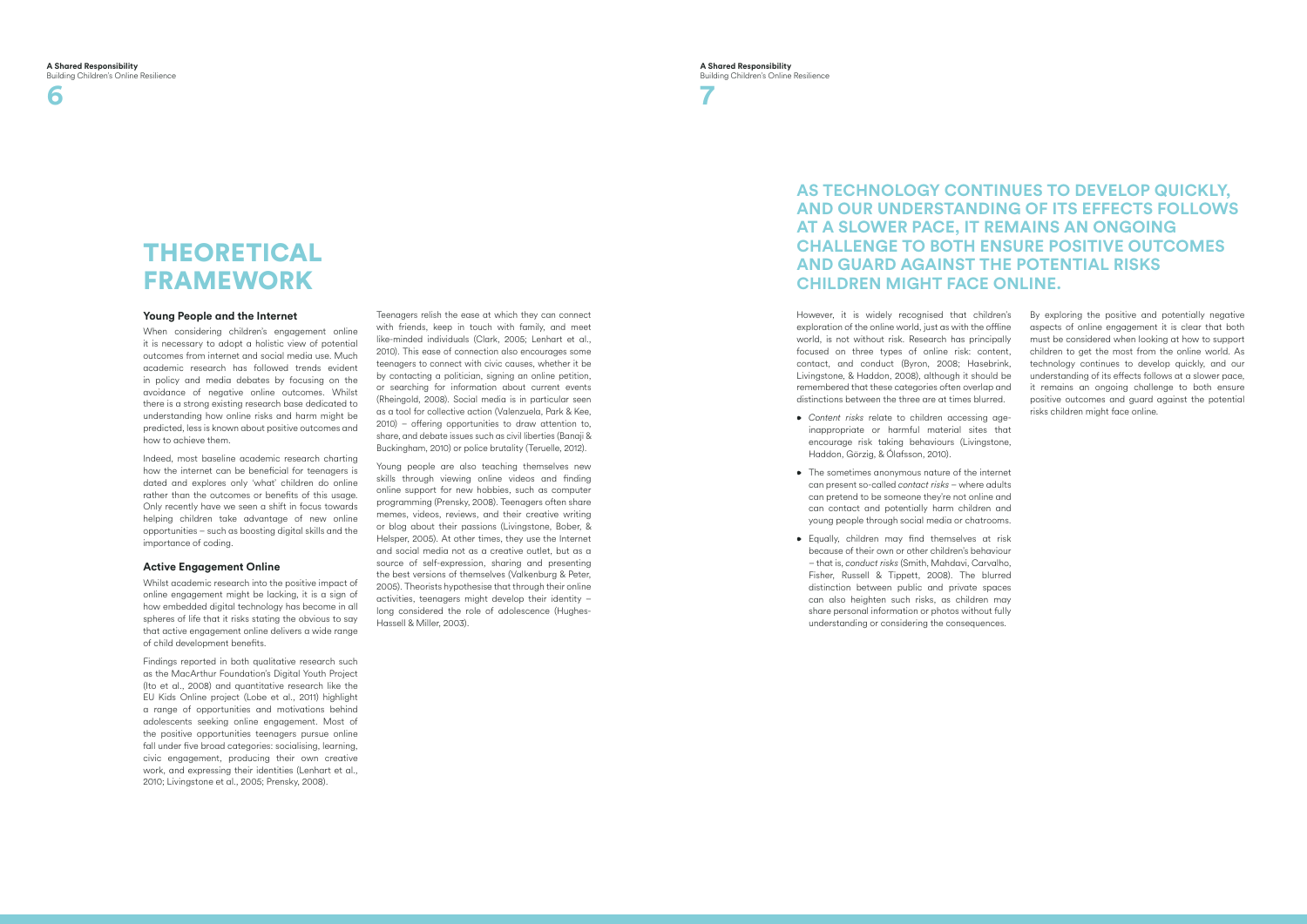# THEORETICAL FRAMEWORK

### Young People and the Internet

When considering children's engagement online it is necessary to adopt a holistic view of potential outcomes from internet and social media use. Much academic research has followed trends evident in policy and media debates by focusing on the avoidance of negative online outcomes. Whilst there is a strong existing research base dedicated to understanding how online risks and harm might be predicted, less is known about positive outcomes and how to achieve them.

Indeed, most baseline academic research charting how the internet can be beneficial for teenagers is dated and explores only 'what' children do online rather than the outcomes or benefits of this usage. Only recently have we seen a shift in focus towards helping children take advantage of new online opportunities – such as boosting digital skills and the importance of coding.

### Active Engagement Online

Whilst academic research into the positive impact of online engagement might be lacking, it is a sign of how embedded digital technology has become in all spheres of life that it risks stating the obvious to say that active engagement online delivers a wide range of child development benefits.

Findings reported in both qualitative research such as the MacArthur Foundation's Digital Youth Project (Ito et al., 2008) and quantitative research like the EU Kids Online project (Lobe et al., 2011) highlight a range of opportunities and motivations behind adolescents seeking online engagement. Most of the positive opportunities teenagers pursue online fall under five broad categories: socialising, learning, civic engagement, producing their own creative work, and expressing their identities (Lenhart et al., 2010; Livingstone et al., 2005; Prensky, 2008).

Teenagers relish the ease at which they can connect with friends, keep in touch with family, and meet like-minded individuals (Clark, 2005; Lenhart et al., 2010). This ease of connection also encourages some teenagers to connect with civic causes, whether it be by contacting a politician, signing an online petition, or searching for information about current events (Rheingold, 2008). Social media is in particular seen as a tool for collective action (Valenzuela, Park & Kee, 2010) – offering opportunities to draw attention to, share, and debate issues such as civil liberties (Banaji & Buckingham, 2010) or police brutality (Teruelle, 2012).

Young people are also teaching themselves new skills through viewing online videos and finding online support for new hobbies, such as computer programming (Prensky, 2008). Teenagers often share memes, videos, reviews, and their creative writing or blog about their passions (Livingstone, Bober, & Helsper, 2005). At other times, they use the Internet and social media not as a creative outlet, but as a source of self-expression, sharing and presenting the best versions of themselves (Valkenburg & Peter, 2005). Theorists hypothesise that through their online activities, teenagers might develop their identity – long considered the role of adolescence (Hughes-Hassell & Miller, 2003).

## AS TECHNOLOGY CONTINUES TO DEVELOP QUICKLY, AND OUR UNDERSTANDING OF ITS EFFECTS FOLLOWS AT A SLOWER PACE, IT REMAINS AN ONGOING CHALLENGE TO BOTH ENSURE POSITIVE OUTCOMES AND GUARD AGAINST THE POTENTIAL RISKS CHILDREN MIGHT FACE ONLINE.

However, it is widely recognised that children's exploration of the online world, just as with the offline world, is not without risk. Research has principally focused on three types of online risk: content, contact, and conduct (Byron, 2008; Hasebrink, Livingstone, & Haddon, 2008), although it should be remembered that these categories often overlap and distinctions between the three are at times blurred.

- *Content risks* relate to children accessing age-inappropriate or harmful material sites that encourage risk taking behaviours (Livingstone, Haddon, Görzig, & Ólafsson, 2010).
- The sometimes anonymous nature of the internet can present so-called *contact risks* – where adults can pretend to be someone they're not online and can contact and potentially harm children and young people through social media or chatrooms.
- Equally, children may find themselves at risk because of their own or other children's behaviour – that is, *conduct risks* (Smith, Mahdavi, Carvalho, Fisher, Russell & Tippett, 2008). The blurred distinction between public and private spaces can also heighten such risks, as children may share personal information or photos without fully understanding or considering the consequences.

By exploring the positive and potentially negative aspects of online engagement it is clear that both must be considered when looking at how to support children to get the most from the online world. As technology continues to develop quickly, and our understanding of its effects follows at a slower pace, it remains an ongoing challenge to both ensure positive outcomes and guard against the potential risks children might face online.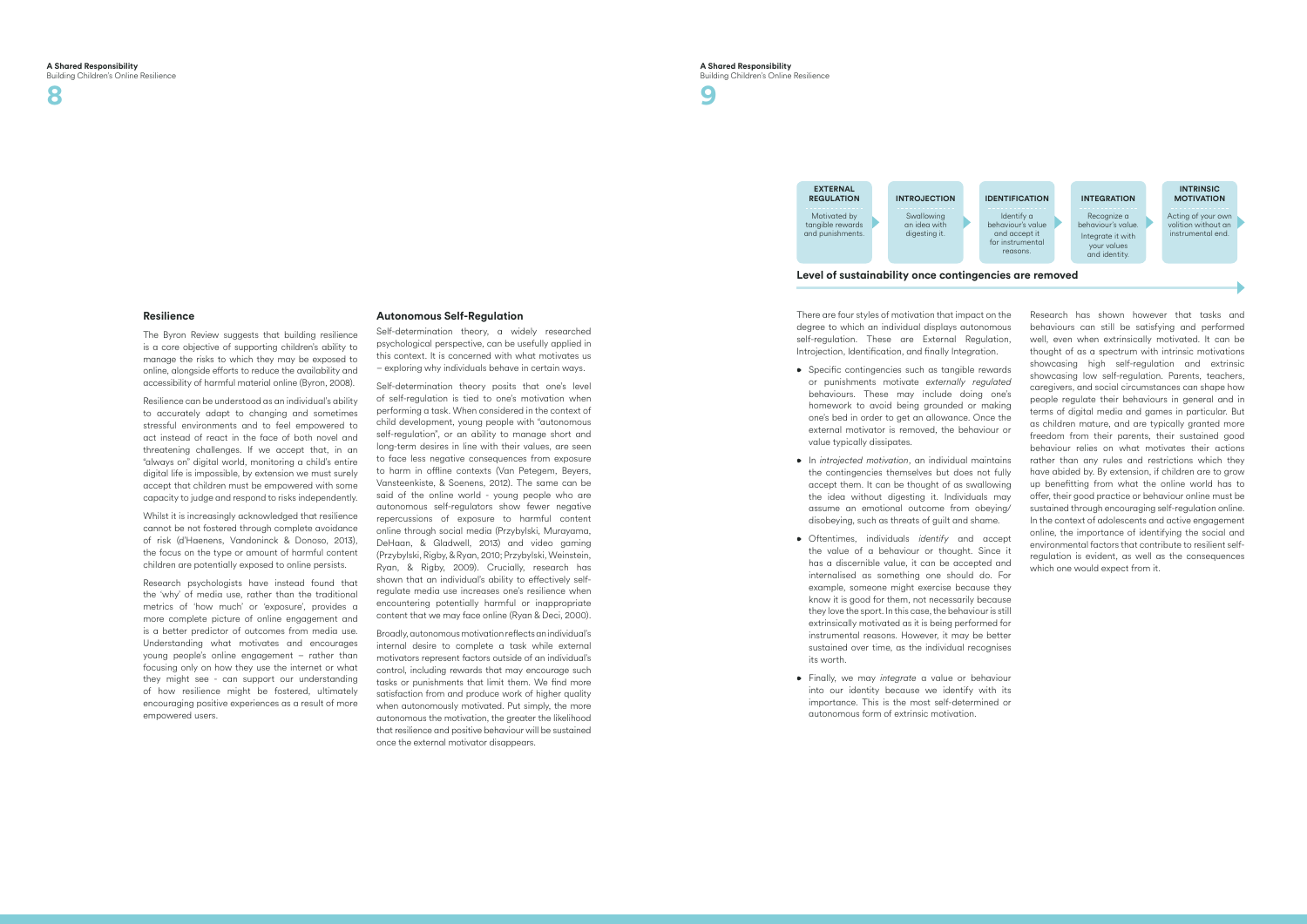## Resilience

The Byron Review suggests that building resilience is a core objective of supporting children's ability to manage the risks to which they may be exposed to online, alongside efforts to reduce the availability and accessibility of harmful material online (Byron, 2008).

Resilience can be understood as an individual's ability to accurately adapt to changing and sometimes stressful environments and to feel empowered to act instead of react in the face of both novel and threatening challenges. If we accept that, in an "always on" digital world, monitoring a child's entire digital life is impossible, by extension we must surely accept that children must be empowered with some capacity to judge and respond to risks independently.

Whilst it is increasingly acknowledged that resilience cannot be not fostered through complete avoidance of risk (d'Haenens, Vandoninck & Donoso, 2013), the focus on the type or amount of harmful content children are potentially exposed to online persists.

Research psychologists have instead found that the 'why' of media use, rather than the traditional metrics of 'how much' or 'exposure', provides a more complete picture of online engagement and is a better predictor of outcomes from media use. Understanding what motivates and encourages young people's online engagement – rather than focusing only on how they use the internet or what they might see - can support our understanding of how resilience might be fostered, ultimately encouraging positive experiences as a result of more empowered users.

## Autonomous Self-Regulation

Self-determination theory, a widely researched psychological perspective, can be usefully applied in this context. It is concerned with what motivates us – exploring why individuals behave in certain ways.

Self-determination theory posits that one's level of self-regulation is tied to one's motivation when performing a task. When considered in the context of child development, young people with "autonomous self-regulation", or an ability to manage short and long-term desires in line with their values, are seen to face less negative consequences from exposure to harm in offline contexts (Van Petegem, Beyers, Vansteenkiste, & Soenens, 2012). The same can be said of the online world - young people who are autonomous self-regulators show fewer negative repercussions of exposure to harmful content online through social media (Przybylski, Murayama, DeHaan, & Gladwell, 2013) and video gaming (Przybylski, Rigby, & Ryan, 2010; Przybylski, Weinstein, Ryan, & Rigby, 2009). Crucially, research has shown that an individual's ability to effectively self-regulate media use increases one's resilience when encountering potentially harmful or inappropriate content that we may face online (Ryan & Deci, 2000).

Broadly, autonomous motivation reflects an individual's internal desire to complete a task while external motivators represent factors outside of an individual's control, including rewards that may encourage such tasks or punishments that limit them. We find more satisfaction from and produce work of higher quality when autonomously motivated. Put simply, the more autonomous the motivation, the greater the likelihood that resilience and positive behaviour will be sustained once the external motivator disappears.

| EXTERNAL REGULATION | INTROJECTION | IDENTIFICATION | INTEGRATION | INTRINSIC MOTIVATION |
|---|---|---|---|---|
| Motivated by tangible rewards and punishments. | Swallowing an idea with digesting it. | Identify a behaviour's value and accept it for instrumental reasons. | Recognize a behaviour's value. Integrate it with your values and identity. | Acting of your own volition without an instrumental end. |

**Level of sustainability once contingencies are removed**

There are four styles of motivation that impact on the degree to which an individual displays autonomous self-regulation. These are External Regulation, Introjection, Identification, and finally Integration.

- Specific contingencies such as tangible rewards or punishments motivate *externally regulated* behaviours. These may include doing one's homework to avoid being grounded or making one's bed in order to get an allowance. Once the external motivator is removed, the behaviour or value typically dissipates.
- In *introjected motivation*, an individual maintains the contingencies themselves but does not fully accept them. It can be thought of as swallowing the idea without digesting it. Individuals may assume an emotional outcome from obeying/disobeying, such as threats of guilt and shame.
- Oftentimes, individuals *identify* and accept the value of a behaviour or thought. Since it has a discernible value, it can be accepted and internalised as something one should do. For example, someone might exercise because they know it is good for them, not necessarily because they love the sport. In this case, the behaviour is still extrinsically motivated as it is being performed for instrumental reasons. However, it may be better sustained over time, as the individual recognises its worth.
- Finally, we may *integrate* a value or behaviour into our identity because we identify with its importance. This is the most self-determined or autonomous form of extrinsic motivation.

Research has shown however that tasks and behaviours can still be satisfying and performed well, even when extrinsically motivated. It can be thought of as a spectrum with intrinsic motivations showcasing high self-regulation and extrinsic showcasing low self-regulation. Parents, teachers, caregivers, and social circumstances can shape how people regulate their behaviours in general and in terms of digital media and games in particular. But as children mature, and are typically granted more freedom from their parents, their sustained good behaviour relies on what motivates their actions rather than any rules and restrictions which they have abided by. By extension, if children are to grow up benefitting from what the online world has to offer, their good practice or behaviour online must be sustained through encouraging self-regulation online. In the context of adolescents and active engagement online, the importance of identifying the social and environmental factors that contribute to resilient self-regulation is evident, as well as the consequences which one would expect from it.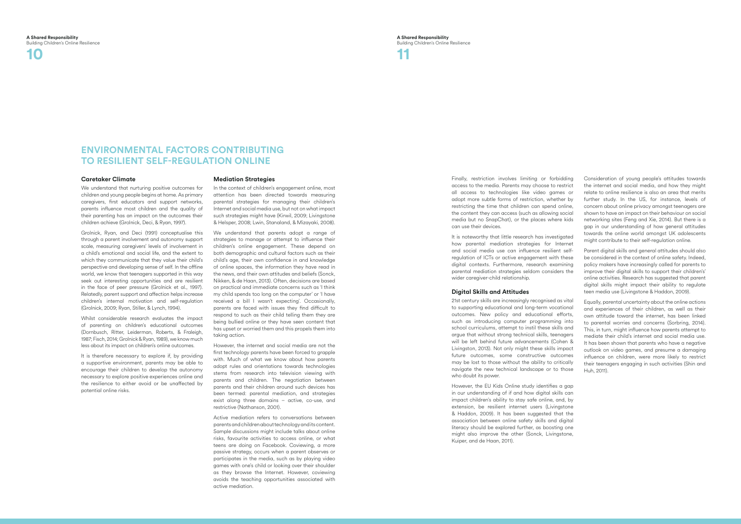# ENVIRONMENTAL FACTORS CONTRIBUTING TO RESILIENT SELF-REGULATION ONLINE

### Caretaker Climate

We understand that nurturing positive outcomes for children and young people begins at home. As primary caregivers, first educators and support networks, parents influence most children and the quality of their parenting has an impact on the outcomes their children achieve (Grolnick, Deci, & Ryan, 1997).

Grolnick, Ryan, and Deci (1991) conceptualise this through a parent involvement and autonomy support scale, measuring caregivers' levels of involvement in a child's emotional and social life, and the extent to which they communicate that they value their child's perspective and developing sense of self. In the offline world, we know that teenagers supported in this way seek out interesting opportunities and are resilient in the face of peer pressure (Grolnick et al., 1997). Relatedly, parent support and affection helps increase children's internal motivation and self-regulation (Grolnick, 2009; Ryan, Stiller, & Lynch, 1994).

Whilst considerable research evaluates the impact of parenting on children's educational outcomes (Dornbusch, Ritter, Leiderman, Roberts, & Fraleigh, 1987; Fisch, 2014; Grolnick & Ryan, 1989), we know much less about its impact on children's online outcomes.

It is therefore necessary to explore if, by providing a supportive environment, parents may be able to encourage their children to develop the autonomy necessary to explore positive experiences online and the resilience to either avoid or be unaffected by potential online risks.

### Mediation Strategies

In the context of children's engagement online, most attention has been directed towards measuring parental strategies for managing their children's Internet and social media use, but not on what impact such strategies might have (Kirwil, 2009; Livingstone & Helsper, 2008; Lwin, Stanaland, & Mizayaki, 2008).

We understand that parents adopt a range of strategies to manage or attempt to influence their children's online engagement. These depend on both demographic and cultural factors such as their child's age, their own confidence in and knowledge of online spaces, the information they have read in the news, and their own attitudes and beliefs (Sonck, Nikken, & de Haan, 2013). Often, decisions are based on practical and immediate concerns such as 'I think my child spends too long on the computer' or 'I have received a bill I wasn't expecting'. Occasionally, parents are faced with issues they find difficult to respond to such as their child telling them they are being bullied online or they have seen content that has upset or worried them and this propels them into taking action.

However, the internet and social media are not the first technology parents have been forced to grapple with. Much of what we know about how parents adopt rules and orientations towards technologies stems from research into television viewing with parents and children. The negotiation between parents and their children around such devices has been termed: parental mediation, and strategies exist along three domains – active, co-use, and restrictive (Nathanson, 2001).

Active mediation refers to conversations between parents and children about technology and its content. Sample discussions might include talks about online risks, favourite activities to access online, or what teens are doing on Facebook. Coviewing, a more passive strategy, occurs when a parent observes or participates in the media, such as by playing video games with one's child or looking over their shoulder as they browse the Internet. However, coviewing avoids the teaching opportunities associated with active mediation.

Finally, restriction involves limiting or forbidding access to the media. Parents may choose to restrict all access to technologies like video games or adopt more subtle forms of restriction, whether by restricting the time that children can spend online, the content they can access (such as allowing social media but no SnapChat), or the places where kids can use their devices.

It is noteworthy that little research has investigated how parental mediation strategies for Internet and social media use can influence resilient self-regulation of ICTs or active engagement with these digital contexts. Furthermore, research examining parental mediation strategies seldom considers the wider caregiver-child relationship.

### Digital Skills and Attitudes

21st century skills are increasingly recognised as vital to supporting educational and long-term vocational outcomes. New policy and educational efforts, such as introducing computer programming into school curriculums, attempt to instil these skills and argue that without strong technical skills, teenagers will be left behind future advancements (Cohen & Livingston, 2013). Not only might these skills impact future outcomes, some constructive outcomes may be lost to those without the ability to critically navigate the new technical landscape or to those who doubt its power.

However, the EU Kids Online study identifies a gap in our understanding of if and how digital skills can impact children's ability to stay safe online, and, by extension, be resilient internet users (Livingstone & Haddon, 2009). It has been suggested that the association between online safety skills and digital literacy should be explored further, as boosting one might also improve the other (Sonck, Livingstone, Kuiper, and de Haan, 2011).

Consideration of young people's attitudes towards the internet and social media, and how they might relate to online resilience is also an area that merits further study. In the US, for instance, levels of concern about online privacy amongst teenagers are shown to have an impact on their behaviour on social networking sites (Feng and Xie, 2014). But there is a gap in our understanding of how general attitudes towards the online world amongst UK adolescents might contribute to their self-regulation online.

Parent digital skills and general attitudes should also be considered in the context of online safety. Indeed, policy makers have increasingly called for parents to improve their digital skills to support their children's online activities. Research has suggested that parent digital skills might impact their ability to regulate teen media use (Livingstone & Haddon, 2009).

Equally, parental uncertainty about the online actions and experiences of their children, as well as their own attitude toward the internet, has been linked to parental worries and concerns (Sorbring, 2014). This, in turn, might influence how parents attempt to mediate their child's internet and social media use. It has been shown that parents who have a negative outlook on video games, and presume a damaging influence on children, were more likely to restrict their teenagers engaging in such activities (Shin and Huh, 2011).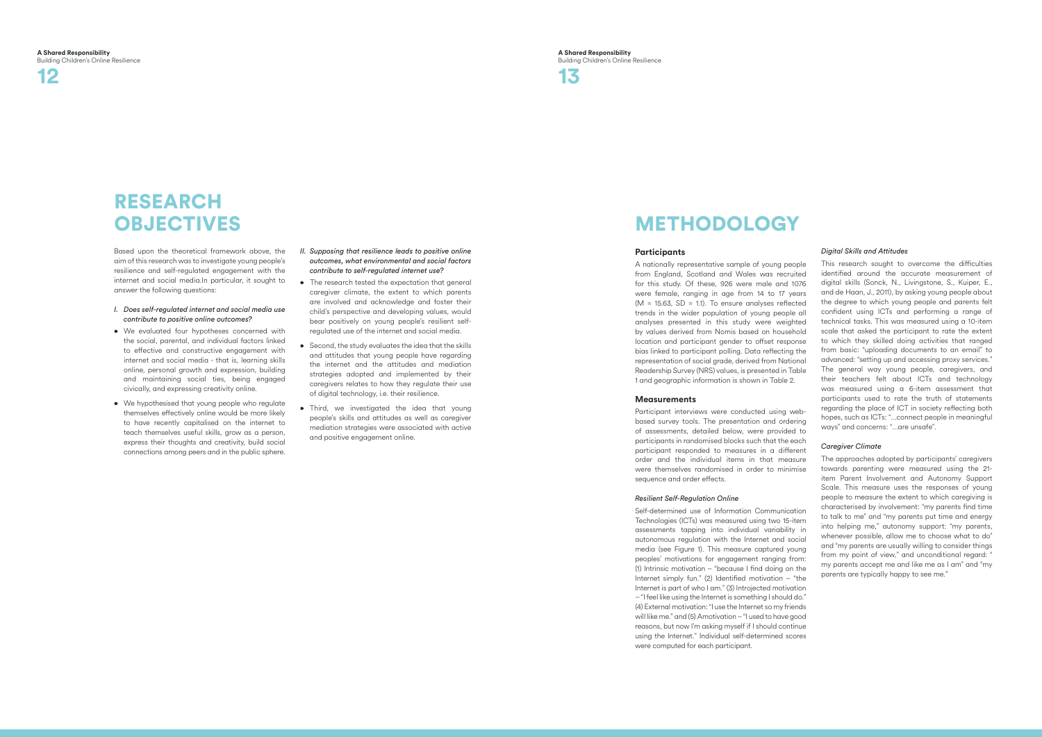# RESEARCH OBJECTIVES

Based upon the theoretical framework above, the aim of this research was to investigate young people's resilience and self-regulated engagement with the internet and social media.In particular, it sought to answer the following questions:

*I. Does self-regulated internet and social media use contribute to positive online outcomes?*

- We evaluated four hypotheses concerned with the social, parental, and individual factors linked to effective and constructive engagement with internet and social media - that is, learning skills online, personal growth and expression, building and maintaining social ties, being engaged civically, and expressing creativity online.
- We hypothesised that young people who regulate themselves effectively online would be more likely to have recently capitalised on the internet to teach themselves useful skills, grow as a person, express their thoughts and creativity, build social connections among peers and in the public sphere.

*II. Supposing that resilience leads to positive online outcomes, what environmental and social factors contribute to self-regulated internet use?*

- The research tested the expectation that general caregiver climate, the extent to which parents are involved and acknowledge and foster their child's perspective and developing values, would bear positively on young people's resilient self-regulated use of the internet and social media.
- Second, the study evaluates the idea that the skills and attitudes that young people have regarding the internet and the attitudes and mediation strategies adopted and implemented by their caregivers relates to how they regulate their use of digital technology, i.e. their resilience.
- Third, we investigated the idea that young people's skills and attitudes as well as caregiver mediation strategies were associated with active and positive engagement online.

# METHODOLOGY

## Participants

A nationally representative sample of young people from England, Scotland and Wales was recruited for this study. Of these, 926 were male and 1076 were female, ranging in age from 14 to 17 years ($M = 15.63$, $SD = 1.1$). To ensure analyses reflected trends in the wider population of young people all analyses presented in this study were weighted by values derived from Nomis based on household location and participant gender to offset response bias linked to participant polling. Data reflecting the representation of social grade, derived from National Readership Survey (NRS) values, is presented in Table 1 and geographic information is shown in Table 2.

## Measurements

Participant interviews were conducted using web-based survey tools. The presentation and ordering of assessments, detailed below, were provided to participants in randomised blocks such that the each participant responded to measures in a different order and the individual items in that measure were themselves randomised in order to minimise sequence and order effects.

### *Resilient Self-Regulation Online*

Self-determined use of Information Communication Technologies (ICTs) was measured using two 15-item assessments tapping into individual variability in autonomous regulation with the Internet and social media (see Figure 1). This measure captured young peoples' motivations for engagement ranging from: (1) Intrinsic motivation – "because I find doing on the Internet simply fun." (2) Identified motivation – "the Internet is part of who I am." (3) Introjected motivation – "I feel like using the Internet is something I should do." (4) External motivation: "I use the Internet so my friends will like me." and (5) Amotivation – "I used to have good reasons, but now I'm asking myself if I should continue using the Internet." Individual self-determined scores were computed for each participant.

### *Digital Skills and Attitudes*

This research sought to overcome the difficulties identified around the accurate measurement of digital skills (Sonck, N., Livingstone, S., Kuiper, E., and de Haan, J., 2011), by asking young people about the degree to which young people and parents felt confident using ICTs and performing a range of technical tasks. This was measured using a 10-item scale that asked the participant to rate the extent to which they skilled doing activities that ranged from basic: "uploading documents to an email" to advanced: "setting up and accessing proxy services." The general way young people, caregivers, and their teachers felt about ICTs and technology was measured using a 6-item assessment that participants used to rate the truth of statements regarding the place of ICT in society reflecting both hopes, such as ICTs: "...connect people in meaningful ways" and concerns: "...are unsafe".

### *Caregiver Climate*

The approaches adopted by participants' caregivers towards parenting were measured using the 21-item Parent Involvement and Autonomy Support Scale. This measure uses the responses of young people to measure the extent to which caregiving is characterised by involvement: "my parents find time to talk to me" and "my parents put time and energy into helping me," autonomy support: "my parents, whenever possible, allow me to choose what to do" and "my parents are usually willing to consider things from my point of view," and unconditional regard: " my parents accept me and like me as I am" and "my parents are typically happy to see me."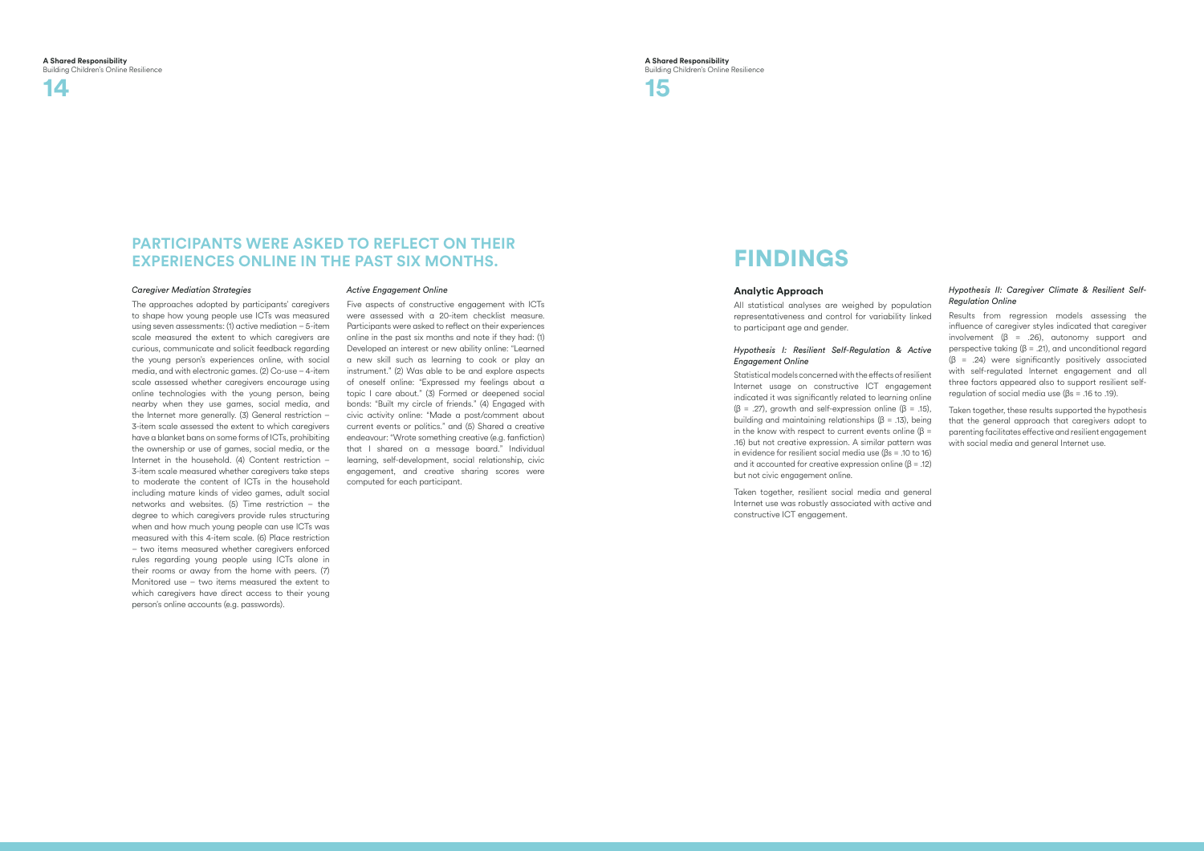## PARTICIPANTS WERE ASKED TO REFLECT ON THEIR EXPERIENCES ONLINE IN THE PAST SIX MONTHS.

*Caregiver Mediation Strategies*

The approaches adopted by participants' caregivers to shape how young people use ICTs was measured using seven assessments: (1) active mediation – 5-item scale measured the extent to which caregivers are curious, communicate and solicit feedback regarding the young person's experiences online, with social media, and with electronic games. (2) Co-use – 4-item scale assessed whether caregivers encourage using online technologies with the young person, being nearby when they use games, social media, and the Internet more generally. (3) General restriction – 3-item scale assessed the extent to which caregivers have a blanket bans on some forms of ICTs, prohibiting the ownership or use of games, social media, or the Internet in the household. (4) Content restriction – 3-item scale measured whether caregivers take steps to moderate the content of ICTs in the household including mature kinds of video games, adult social networks and websites. (5) Time restriction – the degree to which caregivers provide rules structuring when and how much young people can use ICTs was measured with this 4-item scale. (6) Place restriction – two items measured whether caregivers enforced rules regarding young people using ICTs alone in their rooms or away from the home with peers. (7) Monitored use – two items measured the extent to which caregivers have direct access to their young person's online accounts (e.g. passwords).

*Active Engagement Online*

Five aspects of constructive engagement with ICTs were assessed with a 20-item checklist measure. Participants were asked to reflect on their experiences online in the past six months and note if they had: (1) Developed an interest or new ability online: "Learned a new skill such as learning to cook or play an instrument." (2) Was able to be and explore aspects of oneself online: "Expressed my feelings about a topic I care about." (3) Formed or deepened social bonds: "Built my circle of friends." (4) Engaged with civic activity online: "Made a post/comment about current events or politics." and (5) Shared a creative endeavour: "Wrote something creative (e.g. fanfiction) that I shared on a message board." Individual learning, self-development, social relationship, civic engagement, and creative sharing scores were computed for each participant.

# FINDINGS

### Analytic Approach

All statistical analyses are weighed by population representativeness and control for variability linked to participant age and gender.

*Hypothesis I: Resilient Self-Regulation & Active Engagement Online*

Statistical models concerned with the effects of resilient Internet usage on constructive ICT engagement indicated it was significantly related to learning online ($\beta$ = .27), growth and self-expression online ($\beta$ = .15), building and maintaining relationships ($\beta$ = .13), being in the know with respect to current events online ($\beta$ = .16) but not creative expression. A similar pattern was in evidence for resilient social media use ($\beta$s = .10 to 16) and it accounted for creative expression online ($\beta$ = .12) but not civic engagement online.

Taken together, resilient social media and general Internet use was robustly associated with active and constructive ICT engagement.

*Hypothesis II: Caregiver Climate & Resilient Self-Regulation Online*

Results from regression models assessing the influence of caregiver styles indicated that caregiver involvement ($\beta$ = .26), autonomy support and perspective taking ($\beta$ = .21), and unconditional regard ($\beta$ = .24) were significantly positively associated with self-regulated Internet engagement and all three factors appeared also to support resilient self-regulation of social media use ($\beta$s = .16 to .19).

Taken together, these results supported the hypothesis that the general approach that caregivers adopt to parenting facilitates effective and resilient engagement with social media and general Internet use.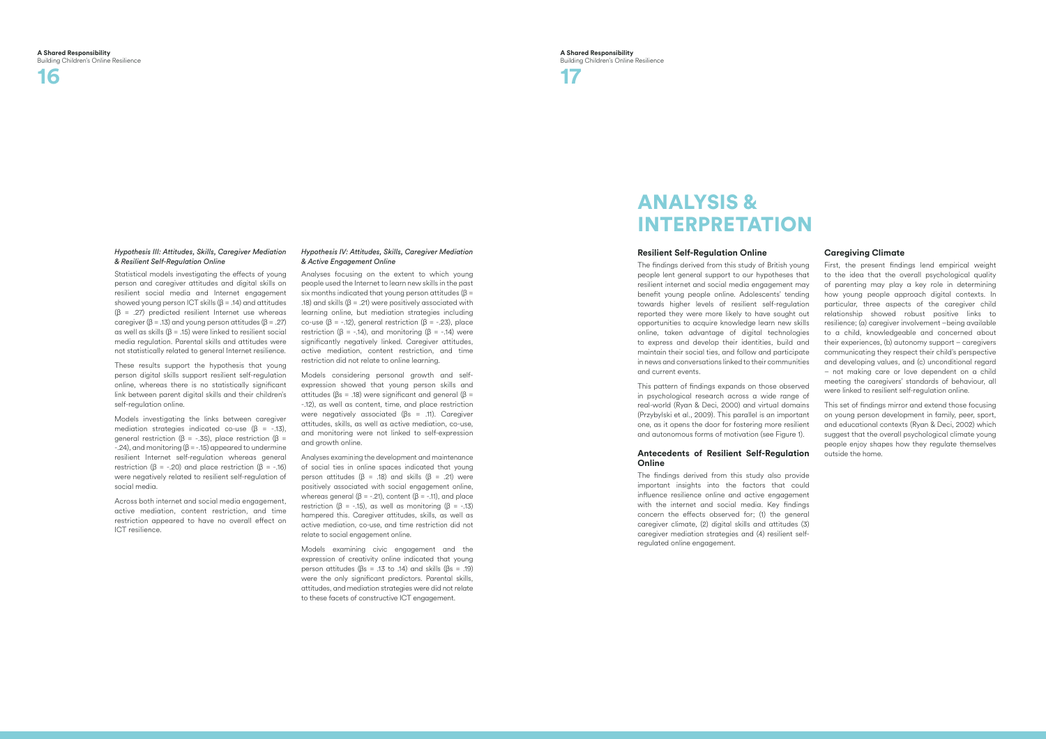#### *Hypothesis III: Attitudes, Skills, Caregiver Mediation & Resilient Self-Regulation Online*

Statistical models investigating the effects of young person and caregiver attitudes and digital skills on resilient social media and Internet engagement showed young person ICT skills ($\beta$ = .14) and attitudes ($\beta$ = .27) predicted resilient Internet use whereas caregiver ($\beta$ = .13) and young person attitudes ($\beta$ = .27) as well as skills ($\beta$ = .15) were linked to resilient social media regulation. Parental skills and attitudes were not statistically related to general Internet resilience.

These results support the hypothesis that young person digital skills support resilient self-regulation online, whereas there is no statistically significant link between parent digital skills and their children's self-regulation online.

Models investigating the links between caregiver mediation strategies indicated co-use ($\beta$ = -.13), general restriction ($\beta$ = -.35), place restriction ($\beta$ = -.24), and monitoring ($\beta$ = -.15) appeared to undermine resilient Internet self-regulation whereas general restriction ($\beta$ = -.20) and place restriction ($\beta$ = -.16) were negatively related to resilient self-regulation of social media.

Across both internet and social media engagement, active mediation, content restriction, and time restriction appeared to have no overall effect on ICT resilience.

#### *Hypothesis IV: Attitudes, Skills, Caregiver Mediation & Active Engagement Online*

Analyses focusing on the extent to which young people used the Internet to learn new skills in the past six months indicated that young person attitudes ($\beta$ = .18) and skills ($\beta$ = .21) were positively associated with learning online, but mediation strategies including co-use ($\beta$ = -.12), general restriction ($\beta$ = -.23), place restriction ($\beta$ = -.14), and monitoring ($\beta$ = -.14) were significantly negatively linked. Caregiver attitudes, active mediation, content restriction, and time restriction did not relate to online learning.

Models considering personal growth and self-expression showed that young person skills and attitudes ($\beta$s = .18) were significant and general ($\beta$ = -.12), as well as content, time, and place restriction were negatively associated ($\beta$s = .11). Caregiver attitudes, skills, as well as active mediation, co-use, and monitoring were not linked to self-expression and growth online.

Analyses examining the development and maintenance of social ties in online spaces indicated that young person attitudes ($\beta$ = .18) and skills ($\beta$ = .21) were positively associated with social engagement online, whereas general ($\beta$ = -.21), content ($\beta$ = -.11), and place restriction ($\beta$ = -.15), as well as monitoring ($\beta$ = -.13) hampered this. Caregiver attitudes, skills, as well as active mediation, co-use, and time restriction did not relate to social engagement online.

Models examining civic engagement and the expression of creativity online indicated that young person attitudes ($\beta$s = .13 to .14) and skills ($\beta$s = .19) were the only significant predictors. Parental skills, attitudes, and mediation strategies were did not relate to these facets of constructive ICT engagement.

# ANALYSIS & INTERPRETATION

### Resilient Self-Regulation Online

The findings derived from this study of British young people lent general support to our hypotheses that resilient internet and social media engagement may benefit young people online. Adolescents' tending towards higher levels of resilient self-regulation reported they were more likely to have sought out opportunities to acquire knowledge learn new skills online, taken advantage of digital technologies to express and develop their identities, build and maintain their social ties, and follow and participate in news and conversations linked to their communities and current events.

This pattern of findings expands on those observed in psychological research across a wide range of real-world (Ryan & Deci, 2000) and virtual domains (Przybylski et al., 2009). This parallel is an important one, as it opens the door for fostering more resilient and autonomous forms of motivation (see Figure 1).

### Antecedents of Resilient Self-Regulation Online

The findings derived from this study also provide important insights into the factors that could influence resilience online and active engagement with the internet and social media. Key findings concern the effects observed for; (1) the general caregiver climate, (2) digital skills and attitudes (3) caregiver mediation strategies and (4) resilient self-regulated online engagement.

### Caregiving Climate

First, the present findings lend empirical weight to the idea that the overall psychological quality of parenting may play a key role in determining how young people approach digital contexts. In particular, three aspects of the caregiver child relationship showed robust positive links to resilience; (a) caregiver involvement –being available to a child, knowledgeable and concerned about their experiences, (b) autonomy support – caregivers communicating they respect their child's perspective and developing values, and (c) unconditional regard – not making care or love dependent on a child meeting the caregivers' standards of behaviour, all were linked to resilient self-regulation online.

This set of findings mirror and extend those focusing on young person development in family, peer, sport, and educational contexts (Ryan & Deci, 2002) which suggest that the overall psychological climate young people enjoy shapes how they regulate themselves outside the home.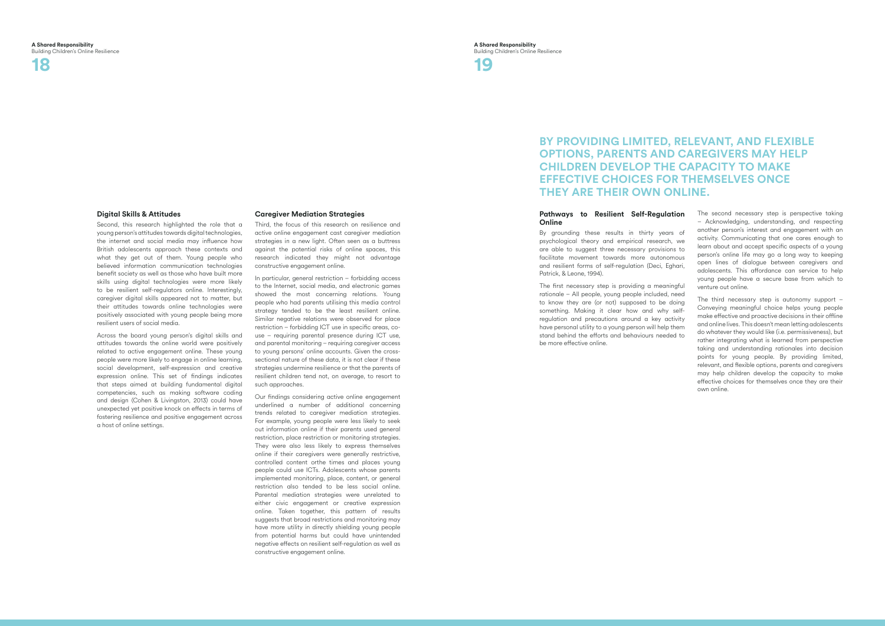## Digital Skills & Attitudes

Second, this research highlighted the role that a young person's attitudes towards digital technologies, the internet and social media may influence how British adolescents approach these contexts and what they get out of them. Young people who believed information communication technologies benefit society as well as those who have built more skills using digital technologies were more likely to be resilient self-regulators online. Interestingly, caregiver digital skills appeared not to matter, but their attitudes towards online technologies were positively associated with young people being more resilient users of social media.

Across the board young person's digital skills and attitudes towards the online world were positively related to active engagement online. These young people were more likely to engage in online learning, social development, self-expression and creative expression online. This set of findings indicates that steps aimed at building fundamental digital competencies, such as making software coding and design (Cohen & Livingston, 2013) could have unexpected yet positive knock on effects in terms of fostering resilience and positive engagement across a host of online settings.

## Caregiver Mediation Strategies

Third, the focus of this research on resilience and active online engagement cast caregiver mediation strategies in a new light. Often seen as a buttress against the potential risks of online spaces, this research indicated they might not advantage constructive engagement online.

In particular, general restriction – forbidding access to the Internet, social media, and electronic games showed the most concerning relations. Young people who had parents utilising this media control strategy tended to be the least resilient online. Similar negative relations were observed for place restriction – forbidding ICT use in specific areas, co-use – requiring parental presence during ICT use, and parental monitoring – requiring caregiver access to young persons' online accounts. Given the cross-sectional nature of these data, it is not clear if these strategies undermine resilience or that the parents of resilient children tend not, on average, to resort to such approaches.

Our findings considering active online engagement underlined a number of additional concerning trends related to caregiver mediation strategies. For example, young people were less likely to seek out information online if their parents used general restriction, place restriction or monitoring strategies. They were also less likely to express themselves online if their caregivers were generally restrictive, controlled content orthe times and places young people could use ICTs. Adolescents whose parents implemented monitoring, place, content, or general restriction also tended to be less social online. Parental mediation strategies were unrelated to either civic engagement or creative expression online. Taken together, this pattern of results suggests that broad restrictions and monitoring may have more utility in directly shielding young people from potential harms but could have unintended negative effects on resilient self-regulation as well as constructive engagement online.

# BY PROVIDING LIMITED, RELEVANT, AND FLEXIBLE OPTIONS, PARENTS AND CAREGIVERS MAY HELP CHILDREN DEVELOP THE CAPACITY TO MAKE EFFECTIVE CHOICES FOR THEMSELVES ONCE THEY ARE THEIR OWN ONLINE.

## Pathways to Resilient Self-Regulation Online

By grounding these results in thirty years of psychological theory and empirical research, we are able to suggest three necessary provisions to facilitate movement towards more autonomous and resilient forms of self-regulation (Deci, Eghari, Patrick, & Leone, 1994).

The first necessary step is providing a meaningful rationale – All people, young people included, need to know they are (or not) supposed to be doing something. Making it clear how and why self-regulation and precautions around a key activity have personal utility to a young person will help them stand behind the efforts and behaviours needed to be more effective online.

The second necessary step is perspective taking – Acknowledging, understanding, and respecting another person's interest and engagement with an activity. Communicating that one cares enough to learn about and accept specific aspects of a young person's online life may go a long way to keeping open lines of dialogue between caregivers and adolescents. This affordance can service to help young people have a secure base from which to venture out online.

The third necessary step is autonomy support – Conveying meaningful choice helps young people make effective and proactive decisions in their offline and online lives. This doesn't mean letting adolescents do whatever they would like (i.e. permissiveness), but rather integrating what is learned from perspective taking and understanding rationales into decision points for young people. By providing limited, relevant, and flexible options, parents and caregivers may help children develop the capacity to make effective choices for themselves once they are their own online.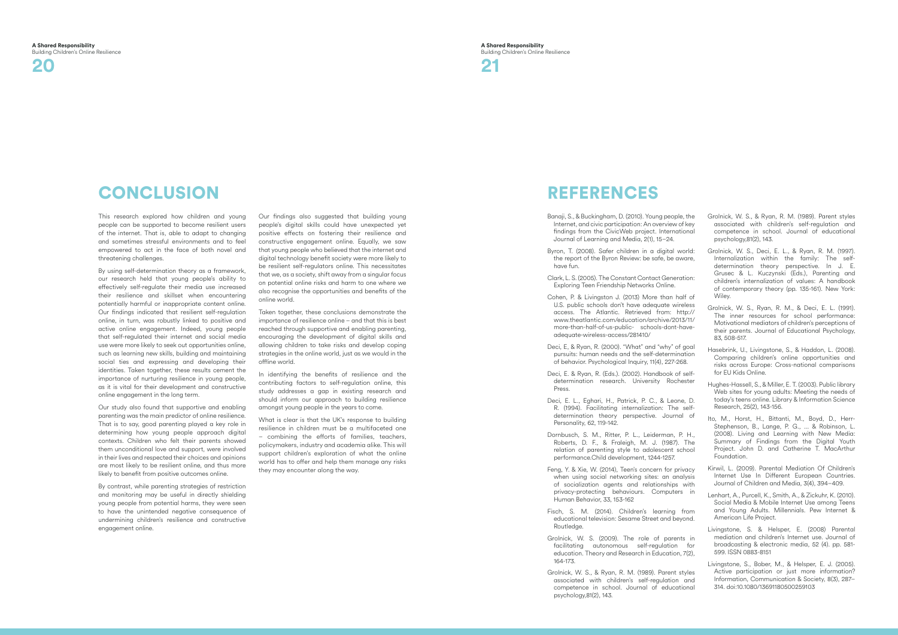# CONCLUSION

This research explored how children and young people can be supported to become resilient users of the internet. That is, able to adapt to changing and sometimes stressful environments and to feel empowered to act in the face of both novel and threatening challenges.

By using self-determination theory as a framework, our research held that young people's ability to effectively self-regulate their media use increased their resilience and skillset when encountering potentially harmful or inappropriate content online. Our findings indicated that resilient self-regulation online, in turn, was robustly linked to positive and active online engagement. Indeed, young people that self-regulated their internet and social media use were more likely to seek out opportunities online, such as learning new skills, building and maintaining social ties and expressing and developing their identities. Taken together, these results cement the importance of nurturing resilience in young people, as it is vital for their development and constructive online engagement in the long term.

Our study also found that supportive and enabling parenting was the main predictor of online resilience. That is to say, good parenting played a key role in determining how young people approach digital contexts. Children who felt their parents showed them unconditional love and support, were involved in their lives and respected their choices and opinions are most likely to be resilient online, and thus more likely to benefit from positive outcomes online.

By contrast, while parenting strategies of restriction and monitoring may be useful in directly shielding young people from potential harms, they were seen to have the unintended negative consequence of undermining children's resilience and constructive engagement online.

Our findings also suggested that building young people's digital skills could have unexpected yet positive effects on fostering their resilience and constructive engagement online. Equally, we saw that young people who believed that the internet and digital technology benefit society were more likely to be resilient self-regulators online. This necessitates that we, as a society, shift away from a singular focus on potential online risks and harm to one where we also recognise the opportunities and benefits of the online world.

Taken together, these conclusions demonstrate the importance of resilience online – and that this is best reached through supportive and enabling parenting, encouraging the development of digital skills and allowing children to take risks and develop coping strategies in the online world, just as we would in the offline world.

In identifying the benefits of resilience and the contributing factors to self-regulation online, this study addresses a gap in existing research and should inform our approach to building resilience amongst young people in the years to come.

What is clear is that the UK's response to building resilience in children must be a multifaceted one – combining the efforts of families, teachers, policymakers, industry and academia alike. This will support children's exploration of what the online world has to offer and help them manage any risks they may encounter along the way.

# REFERENCES

Banaji, S., & Buckingham, D. (2010). Young people, the Internet, and civic participation: An overview of key findings from the CivicWeb project. International Journal of Learning and Media, 2(1), 15–24.

Byron, T. (2008). Safer children in a digital world: the report of the Byron Review: be safe, be aware, have fun.

Clark, L. S. (2005). The Constant Contact Generation: Exploring Teen Friendship Networks Online.

Cohen, P. & Livingston J. (2013) More than half of U.S. public schools don't have adequate wireless access. The Atlantic. Retrieved from: http://www.theatlantic.com/education/archive/2013/11/more-than-half-of-us-public- schools-dont-have-adequate-wireless-access/281410/

Deci, E, & Ryan, R. (2000). "What" and "why" of goal pursuits: human needs and the self-determination of behavior. Psychological Inquiry, 11(4), 227-268.

Deci, E. & Ryan, R. (Eds.). (2002). Handbook of self-determination research. University Rochester Press.

Deci, E. L., Eghari, H., Patrick, P. C., & Leone, D. R. (1994). Facilitating internalization: The self-determination theory perspective. Journal of Personality, 62, 119-142.

Dornbusch, S. M., Ritter, P. L., Leiderman, P. H., Roberts, D. F., & Fraleigh, M. J. (1987). The relation of parenting style to adolescent school performance.Child development, 1244-1257.

Feng, Y. & Xie, W. (2014), Teen's concern for privacy when using social networking sites: an analysis of socialization agents and relationships with privacy-protecting behaviours. Computers in Human Behavior, 33, 153-162

Fisch, S. M. (2014). Children's learning from educational television: Sesame Street and beyond. Routledge.

Grolnick, W. S. (2009). The role of parents in facilitating autonomous self-regulation for education. Theory and Research in Education, 7(2), 164-173.

Grolnick, W. S., & Ryan, R. M. (1989). Parent styles associated with children's self-regulation and competence in school. Journal of educational psychology,81(2), 143.

Grolnick, W. S., & Ryan, R. M. (1989). Parent styles associated with children's self-regulation and competence in school. Journal of educational psychology,81(2), 143.

Grolnick, W. S., Deci, E. L., & Ryan, R. M. (1997). Internalization within the family: The self-determination theory perspective. In J. E. Grusec & L. Kuczynski (Eds.), Parenting and children's internalization of values: A handbook of contemporary theory (pp. 135-161). New York: Wiley.

Grolnick, W. S., Ryan, R. M., & Deci, E. L. (1991). The inner resources for school performance: Motivational mediators of children's perceptions of their parents. Journal of Educational Psychology, 83, 508-517.

Hasebrink, U., Livingstone, S., & Haddon, L. (2008). Comparing children's online opportunities and risks across Europe: Cross-national comparisons for EU Kids Online.

Hughes-Hassell, S., & Miller, E. T. (2003). Public library Web sites for young adults: Meeting the needs of today's teens online. Library & Information Science Research, 25(2), 143-156.

Ito, M., Horst, H., Bittanti, M., Boyd, D., Herr-Stephenson, B., Lange, P. G., ... & Robinson, L. (2008). Living and Learning with New Media: Summary of Findings from the Digital Youth Project. John D. and Catherine T. MacArthur Foundation.

Kirwil, L. (2009). Parental Mediation Of Children's Internet Use In Different European Countries. Journal of Children and Media, 3(4), 394–409.

Lenhart, A., Purcell, K., Smith, A., & Zickuhr, K. (2010). Social Media & Mobile Internet Use among Teens and Young Adults. Millennials. Pew Internet & American Life Project.

Livingstone, S. & Helsper, E. (2008) Parental mediation and children's Internet use. Journal of broadcasting & electronic media, 52 (4). pp. 581-599. ISSN 0883-8151

Livingstone, S., Bober, M., & Helsper, E. J. (2005). Active participation or just more information? Information, Communication & Society, 8(3), 287–314. doi:10.1080/13691180500259103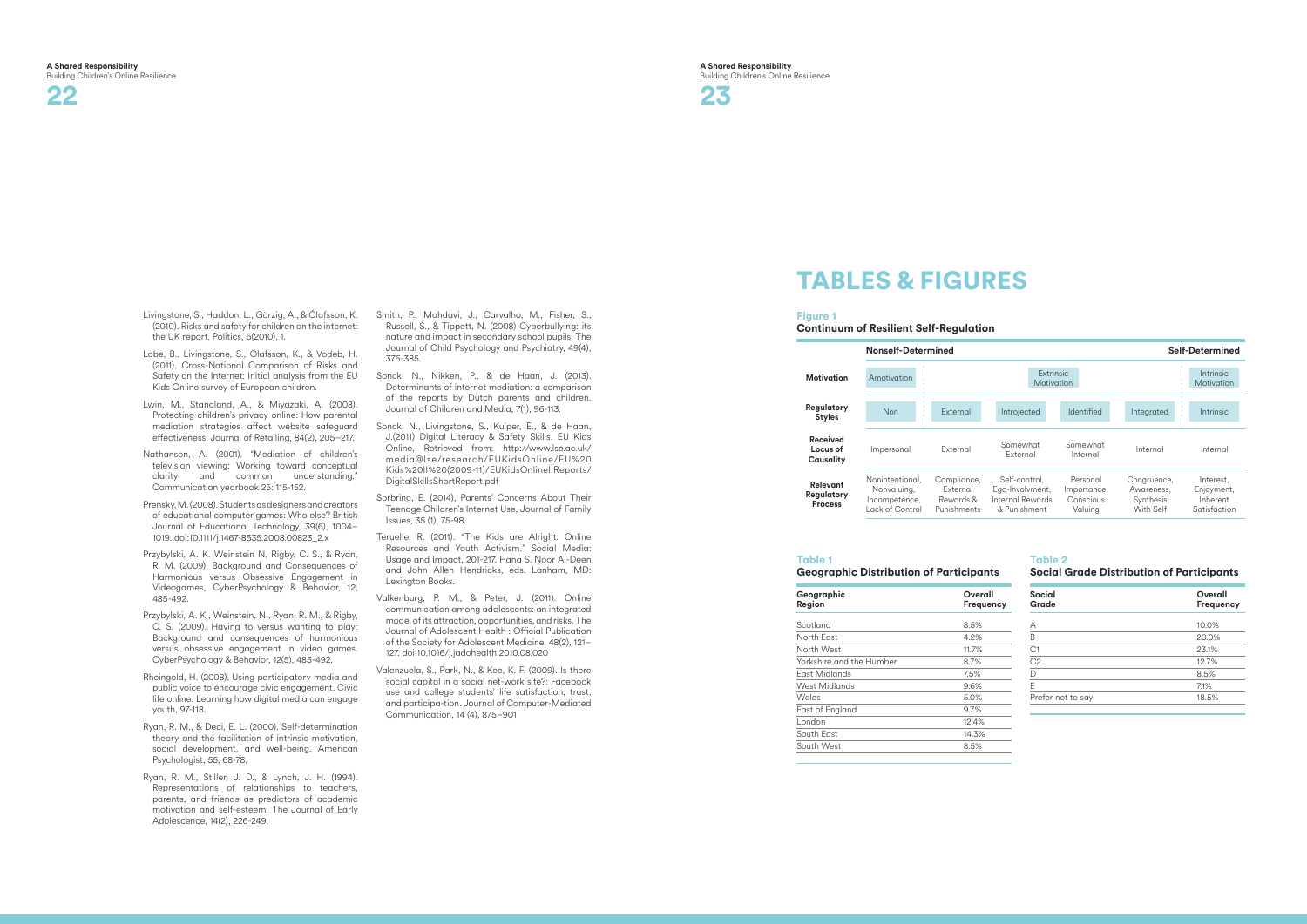Livingstone, S., Haddon, L., Görzig, A., & Ólafsson, K. (2010). Risks and safety for children on the internet: the UK report. Politics, 6(2010), 1.

Lobe, B., Livingstone, S., Ólafsson, K., & Vodeb, H. (2011). Cross-National Comparison of Risks and Safety on the Internet: Initial analysis from the EU Kids Online survey of European children.

Lwin, M., Stanaland, A., & Miyazaki, A. (2008). Protecting children's privacy online: How parental mediation strategies affect website safeguard effectiveness. Journal of Retailing, 84(2), 205–217.

Nathanson, A. (2001). "Mediation of children's television viewing: Working toward conceptual clarity and common understanding." Communication yearbook 25: 115-152.

Prensky, M. (2008). Students as designers and creators of educational computer games: Who else? British Journal of Educational Technology, 39(6), 1004–1019. doi:10.1111/j.1467-8535.2008.00823_2.x

Przybylski, A. K. Weinstein N, Rigby, C. S., & Ryan, R. M. (2009). Background and Consequences of Harmonious versus Obsessive Engagement in Videogames, CyberPsychology & Behavior, 12, 485-492.

Przybylski, A. K., Weinstein, N., Ryan, R. M., & Rigby, C. S. (2009). Having to versus wanting to play: Background and consequences of harmonious versus obsessive engagement in video games. CyberPsychology & Behavior, 12(5), 485-492.

Rheingold, H. (2008). Using participatory media and public voice to encourage civic engagement. Civic life online: Learning how digital media can engage youth, 97-118.

Ryan, R. M., & Deci, E. L. (2000). Self-determination theory and the facilitation of intrinsic motivation, social development, and well-being. American Psychologist, 55, 68-78.

Ryan, R. M., Stiller, J. D., & Lynch, J. H. (1994). Representations of relationships to teachers, parents, and friends as predictors of academic motivation and self-esteem. The Journal of Early Adolescence, 14(2), 226-249.

Smith, P., Mahdavi, J., Carvalho, M., Fisher, S., Russell, S., & Tippett, N. (2008) Cyberbullying: its nature and impact in secondary school pupils. The Journal of Child Psychology and Psychiatry, 49(4), 376-385.

Sonck, N., Nikken, P., & de Haan, J. (2013). Determinants of internet mediation: a comparison of the reports by Dutch parents and children. Journal of Children and Media, 7(1), 96-113.

Sonck, N., Livingstone, S., Kuiper, E., & de Haan, J.(2011) Digital Literacy & Safety Skills. EU Kids Online, Retrieved from: http://www.lse.ac.uk/media@lse/research/EUKidsOnline/EU%20Kids%20II%20(2009-11)/EUKidsOnlineIIReports/DigitalSkillsShortReport.pdf

Sorbring, E. (2014), Parents' Concerns About Their Teenage Children's Internet Use, Journal of Family Issues, 35 (1), 75-98.

Teruelle, R. (2011). "The Kids are Alright: Online Resources and Youth Activism." Social Media: Usage and Impact, 201-217. Hana S. Noor Al-Deen and John Allen Hendricks, eds. Lanham, MD: Lexington Books.

Valkenburg, P. M., & Peter, J. (2011). Online communication among adolescents: an integrated model of its attraction, opportunities, and risks. The Journal of Adolescent Health : Official Publication of the Society for Adolescent Medicine, 48(2), 121–127. doi:10.1016/j.jadohealth.2010.08.020

Valenzuela, S., Park, N., & Kee, K. F. (2009). Is there social capital in a social net-work site?: Facebook use and college students' life satisfaction, trust, and participa-tion. Journal of Computer-Mediated Communication, 14 (4), 875–901

# TABLES & FIGURES

**Figure 1**
**Continuum of Resilient Self-Regulation**

| | Nonself-Determined | | | | | Self-Determined |
|---|---|---|---|---|---|---|
| **Motivation** | Amotivation | Extrinsic Motivation | | | | Intrinsic Motivation |
| **Regulatory Styles** | Non | External | Introjected | Identified | Integrated | Intrinsic |
| **Received Locus of Causality** | Impersonal | External | Somewhat External | Somewhat Internal | Internal | Internal |
| **Relevant Regulatory Process** | Nonintentional, Nonvaluing, Incompetence, Lack of Control | Compliance, External Rewards & Punishments | Self-control, Ego-Involvment, Internal Rewards & Punishment | Personal Importance, Conscious Valuing | Congruence, Awareness, Synthesis With Self | Interest, Enjoyment, Inherent Satisfaction |

**Table 1**
**Geographic Distribution of Participants**

| Geographic Region | Overall Frequency |
|---|---|
| Scotland | 8.5% |
| North East | 4.2% |
| North West | 11.7% |
| Yorkshire and the Humber | 8.7% |
| East Midlands | 7.5% |
| West Midlands | 9.6% |
| Wales | 5.0% |
| East of England | 9.7% |
| London | 12.4% |
| South East | 14.3% |
| South West | 8.5% |

**Table 2**
**Social Grade Distribution of Participants**

| Social Grade | Overall Frequency |
|---|---|
| A | 10.0% |
| B | 20.0% |
| C1 | 23.1% |
| C2 | 12.7% |
| D | 8.5% |
| E | 7.1% |
| Prefer not to say | 18.5% |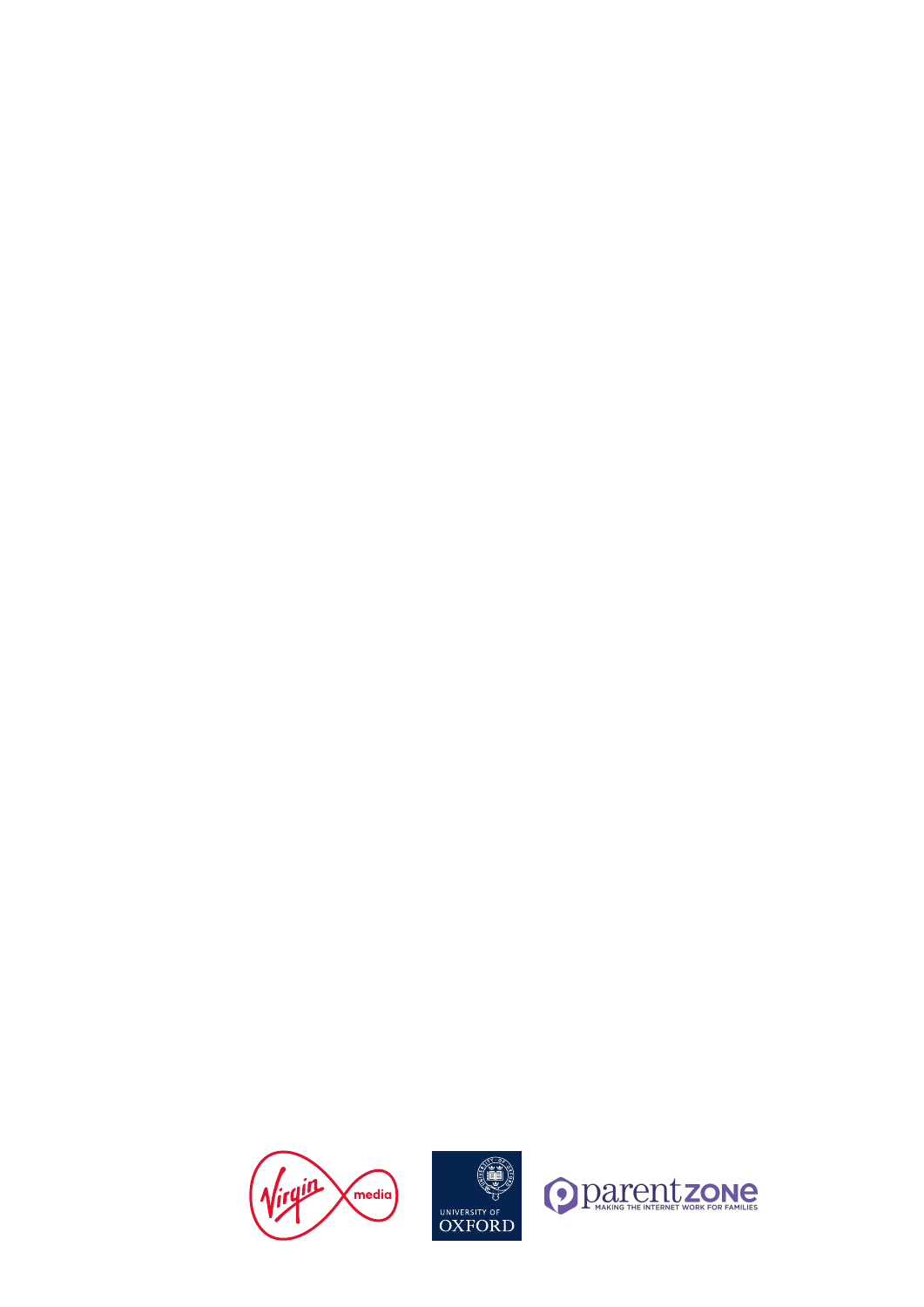Virgin media

UNIVERSITY OF OXFORD

parent zone
MAKING THE INTERNET WORK FOR FAMILIES